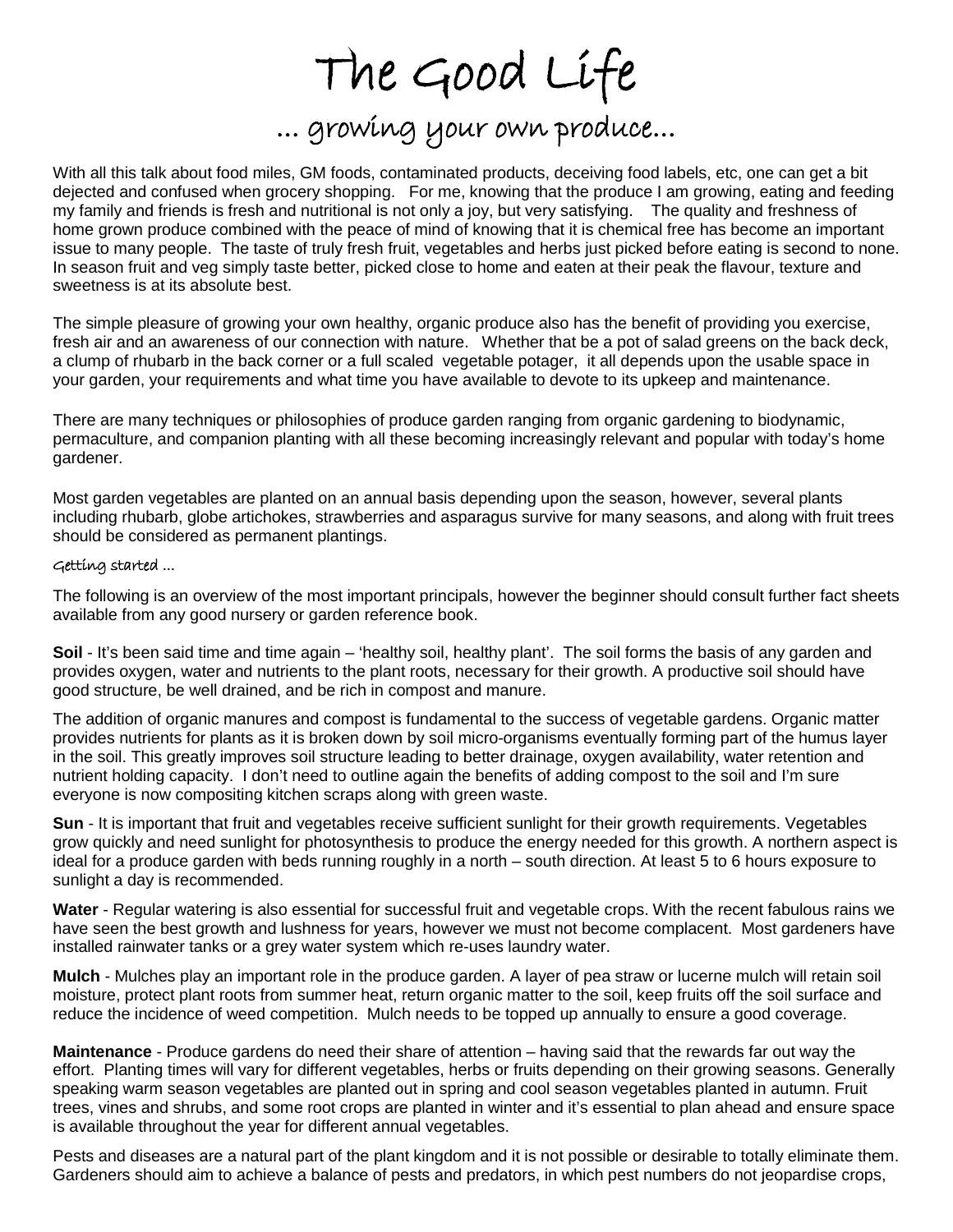# The Good Life

## ... growing your own produce...

With all this talk about food miles, GM foods, contaminated products, deceiving food labels, etc, one can get a bit dejected and confused when grocery shopping. For me, knowing that the produce I am growing, eating and feeding my family and friends is fresh and nutritional is not only a joy, but very satisfying. The quality and freshness of home grown produce combined with the peace of mind of knowing that it is chemical free has become an important issue to many people. The taste of truly fresh fruit, vegetables and herbs just picked before eating is second to none. In season fruit and veg simply taste better, picked close to home and eaten at their peak the flavour, texture and sweetness is at its absolute best.

The simple pleasure of growing your own healthy, organic produce also has the benefit of providing you exercise, fresh air and an awareness of our connection with nature. Whether that be a pot of salad greens on the back deck, a clump of rhubarb in the back corner or a full scaled vegetable potager, it all depends upon the usable space in your garden, your requirements and what time you have available to devote to its upkeep and maintenance.

There are many techniques or philosophies of produce garden ranging from organic gardening to biodynamic, permaculture, and companion planting with all these becoming increasingly relevant and popular with today's home gardener.

Most garden vegetables are planted on an annual basis depending upon the season, however, several plants including rhubarb, globe artichokes, strawberries and asparagus survive for many seasons, and along with fruit trees should be considered as permanent plantings.

### Getting started ...

The following is an overview of the most important principals, however the beginner should consult further fact sheets available from any good nursery or garden reference book.

**Soil** - It's been said time and time again – 'healthy soil, healthy plant'. The soil forms the basis of any garden and provides oxygen, water and nutrients to the plant roots, necessary for their growth. A productive soil should have good structure, be well drained, and be rich in compost and manure.

The addition of organic manures and compost is fundamental to the success of vegetable gardens. Organic matter provides nutrients for plants as it is broken down by soil micro-organisms eventually forming part of the humus layer in the soil. This greatly improves soil structure leading to better drainage, oxygen availability, water retention and nutrient holding capacity. I don't need to outline again the benefits of adding compost to the soil and I'm sure everyone is now compositing kitchen scraps along with green waste.

**Sun** - It is important that fruit and vegetables receive sufficient sunlight for their growth requirements. Vegetables grow quickly and need sunlight for photosynthesis to produce the energy needed for this growth. A northern aspect is ideal for a produce garden with beds running roughly in a north – south direction. At least 5 to 6 hours exposure to sunlight a day is recommended.

**Water** - Regular watering is also essential for successful fruit and vegetable crops. With the recent fabulous rains we have seen the best growth and lushness for years, however we must not become complacent. Most gardeners have installed rainwater tanks or a grey water system which re-uses laundry water.

**Mulch** - Mulches play an important role in the produce garden. A layer of pea straw or lucerne mulch will retain soil moisture, protect plant roots from summer heat, return organic matter to the soil, keep fruits off the soil surface and reduce the incidence of weed competition. Mulch needs to be topped up annually to ensure a good coverage.

**Maintenance** - Produce gardens do need their share of attention – having said that the rewards far out way the effort. Planting times will vary for different vegetables, herbs or fruits depending on their growing seasons. Generally speaking warm season vegetables are planted out in spring and cool season vegetables planted in autumn. Fruit trees, vines and shrubs, and some root crops are planted in winter and it's essential to plan ahead and ensure space is available throughout the year for different annual vegetables.

Pests and diseases are a natural part of the plant kingdom and it is not possible or desirable to totally eliminate them. Gardeners should aim to achieve a balance of pests and predators, in which pest numbers do not jeopardise crops,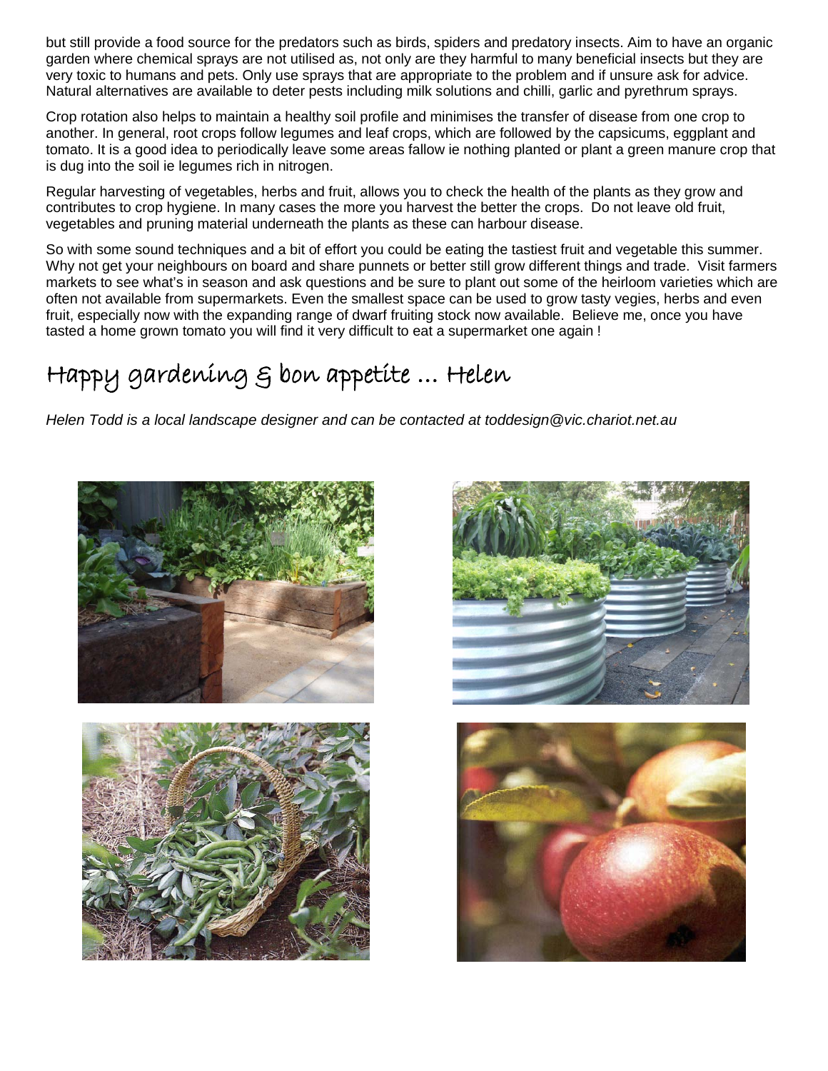but still provide a food source for the predators such as birds, spiders and predatory insects. Aim to have an organic garden where chemical sprays are not utilised as, not only are they harmful to many beneficial insects but they are very toxic to humans and pets. Only use sprays that are appropriate to the problem and if unsure ask for advice. Natural alternatives are available to deter pests including milk solutions and chilli, garlic and pyrethrum sprays.

Crop rotation also helps to maintain a healthy soil profile and minimises the transfer of disease from one crop to another. In general, root crops follow legumes and leaf crops, which are followed by the capsicums, eggplant and tomato. It is a good idea to periodically leave some areas fallow ie nothing planted or plant a green manure crop that is dug into the soil ie legumes rich in nitrogen.

Regular harvesting of vegetables, herbs and fruit, allows you to check the health of the plants as they grow and contributes to crop hygiene. In many cases the more you harvest the better the crops. Do not leave old fruit, vegetables and pruning material underneath the plants as these can harbour disease.

So with some sound techniques and a bit of effort you could be eating the tastiest fruit and vegetable this summer. Why not get your neighbours on board and share punnets or better still grow different things and trade. Visit farmers markets to see what's in season and ask questions and be sure to plant out some of the heirloom varieties which are often not available from supermarkets. Even the smallest space can be used to grow tasty vegies, herbs and even fruit, especially now with the expanding range of dwarf fruiting stock now available. Believe me, once you have tasted a home grown tomato you will find it very difficult to eat a supermarket one again !

Happy gardening & bon appetite … Helen

*Helen Todd is a local landscape designer and can be contacted at toddesign@vic.chariot.net.au*